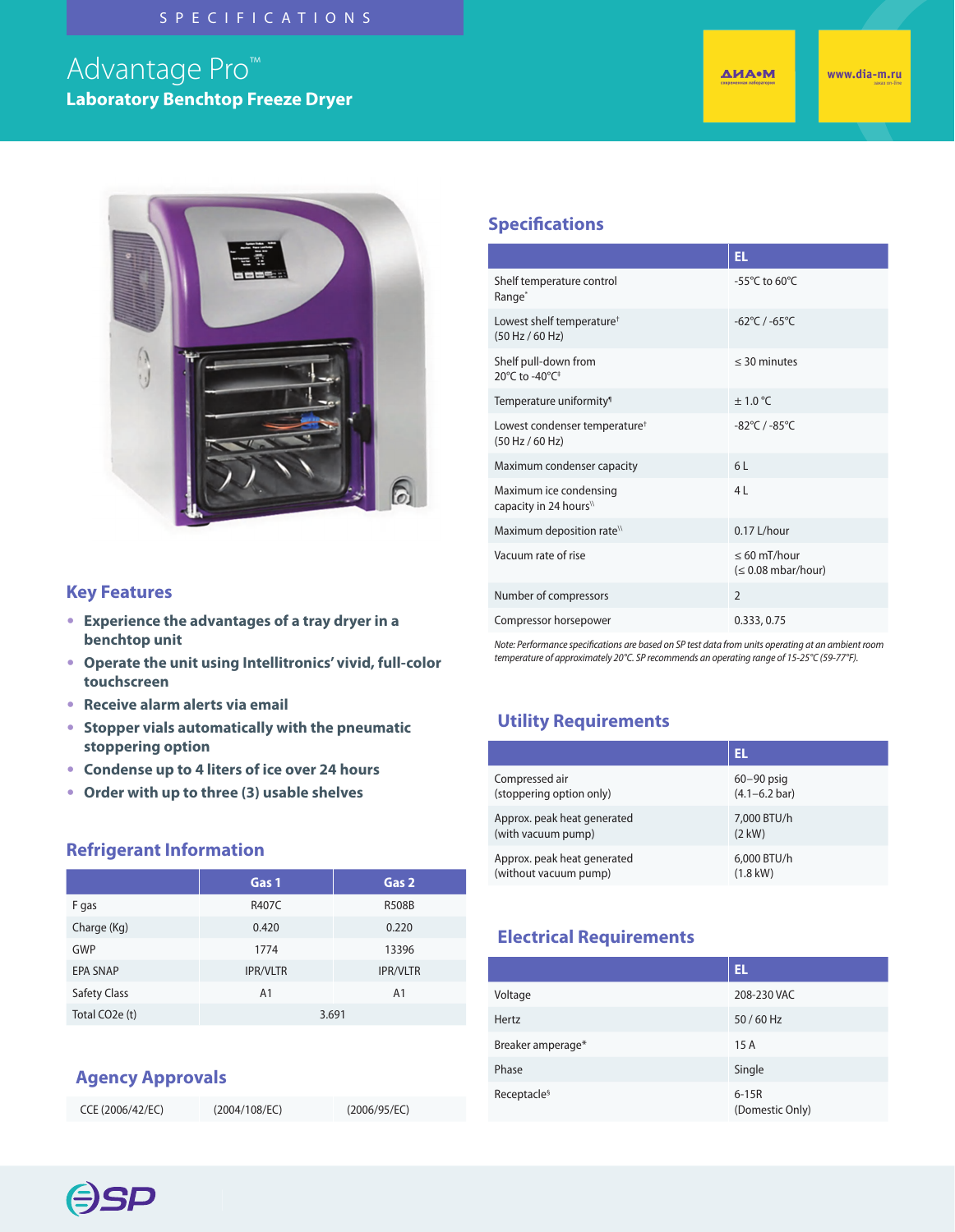SPECIFICATIONS

# Advantage Pro™

## Laboratory Benchtop Freeze Dryer

ДИА•М

www.dia-m.ru

## Key Features

- **Experience the advantages of a tray dryer in a benchtop unit**
- **Operate the unit using Intellitronics' vivid, full-color touchscreen**
- **Receive alarm alerts via email**
- **Stopper vials automatically with the pneumatic stoppering option**
- **Condense up to 4 liters of ice over 24 hours**
- **Order with up to three (3) usable shelves**

## Refrigerant Information

| | Gas 1 | Gas 2 |
|---|---|---|
| F gas | R407C | R508B |
| Charge (Kg) | 0.420 | 0.220 |
| GWP | 1774 | 13396 |
| EPA SNAP | IPR/VLTR | IPR/VLTR |
| Safety Class | A1 | A1 |
| Total CO2e (t) | 3.691 | |

## Agency Approvals

| CCE (2006/42/EC) | (2004/108/EC) | (2006/95/EC) |
|---|---|---|

## Specifications

| | EL |
|---|---|
| Shelf temperature control Range* | -55°C to 60°C |
| Lowest shelf temperature† (50 Hz / 60 Hz) | -62°C / -65°C |
| Shelf pull-down from 20°C to -40°C‡ | ≤ 30 minutes |
| Temperature uniformity¶ | ± 1.0 °C |
| Lowest condenser temperature† (50 Hz / 60 Hz) | -82°C / -85°C |
| Maximum condenser capacity | 6 L |
| Maximum ice condensing capacity in 24 hours\\ | 4 L |
| Maximum deposition rate\\ | 0.17 L/hour |
| Vacuum rate of rise | ≤ 60 mT/hour (≤ 0.08 mbar/hour) |
| Number of compressors | 2 |
| Compressor horsepower | 0.333, 0.75 |

*Note: Performance specifications are based on SP test data from units operating at an ambient room temperature of approximately 20°C. SP recommends an operating range of 15-25°C (59-77°F).*

## Utility Requirements

| | EL |
|---|---|
| Compressed air (stoppering option only) | 60–90 psig (4.1–6.2 bar) |
| Approx. peak heat generated (with vacuum pump) | 7,000 BTU/h (2 kW) |
| Approx. peak heat generated (without vacuum pump) | 6,000 BTU/h (1.8 kW) |

## Electrical Requirements

| | EL |
|---|---|
| Voltage | 208-230 VAC |
| Hertz | 50 / 60 Hz |
| Breaker amperage* | 15 A |
| Phase | Single |
| Receptacle§ | 6-15R (Domestic Only) |

SP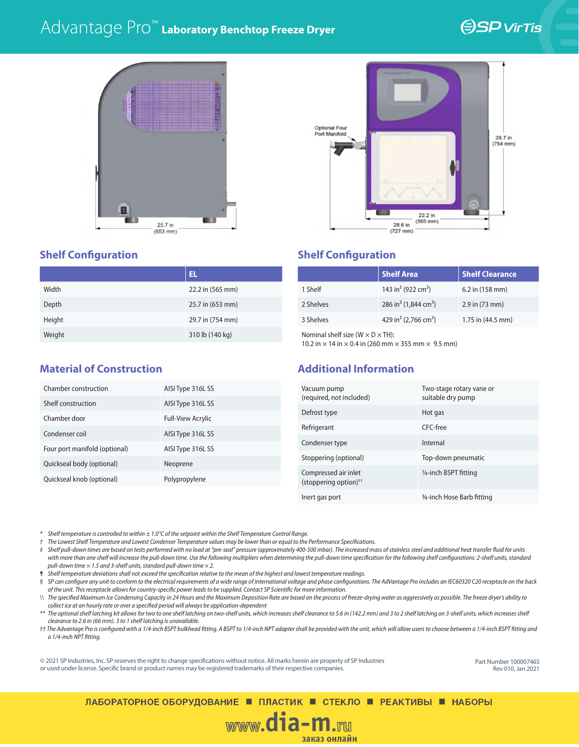# Advantage Pro™ Laboratory Benchtop Freeze Dryer

SP VirTis

25.7 in (653 mm)

Optional Four Port Manifold

29.7 in (754 mm)

22.2 in (565 mm)

28.6 in (727 mm)

## Shelf Configuration

| | EL |
|---|---|
| Width | 22.2 in (565 mm) |
| Depth | 25.7 in (653 mm) |
| Height | 29.7 in (754 mm) |
| Weight | 310 lb (140 kg) |

## Shelf Configuration

| | Shelf Area | Shelf Clearance |
|---|---|---|
| 1 Shelf | 143 in² (922 cm²) | 6.2 in (158 mm) |
| 2 Shelves | 286 in² (1,844 cm²) | 2.9 in (73 mm) |
| 3 Shelves | 429 in² (2,766 cm²) | 1.75 in (44.5 mm) |

Nominal shelf size (W × D × TH):
10.2 in × 14 in × 0.4 in (260 mm × 355 mm × 9.5 mm)

## Material of Construction

| | |
|---|---|
| Chamber construction | AISI Type 316L SS |
| Shelf construction | AISI Type 316L SS |
| Chamber door | Full-View Acrylic |
| Condenser coil | AISI Type 316L SS |
| Four port manifold (optional) | AISI Type 316L SS |
| Quickseal body (optional) | Neoprene |
| Quickseal knob (optional) | Polypropylene |

## Additional Information

| | |
|---|---|
| Vacuum pump (required, not included) | Two-stage rotary vane or suitable dry pump |
| Defrost type | Hot gas |
| Refrigerant | CFC-free |
| Condenser type | Internal |
| Stoppering (optional) | Top-down pneumatic |
| Compressed air inlet (stoppering option)†† | ¼-inch BSPT fitting |
| Inert gas port | ⅜-inch Hose Barb fitting |

*\* Shelf temperature is controlled to within ± 1.0°C of the setpoint within the Shelf Temperature Control Range.*

*† The Lowest Shelf Temperature and Lowest Condenser Temperature values may be lower than or equal to the Performance Specifications.*

*‡ Shelf pull-down times are based on tests performed with no load at "pre-seal" pressure (approximately 400-500 mbar). The increased mass of stainless steel and additional heat transfer fluid for units with more than one shelf will increase the pull-down time. Use the following multipliers when determining the pull-down time specification for the following shelf configurations: 2-shelf units, standard pull-down time × 1.5 and 3-shelf units, standard pull-down time × 2.*

*¶ Shelf temperature deviations shall not exceed the specification relative to the mean of the highest and lowest temperature readings.*

*§ SP can configure any unit to conform to the electrical requirements of a wide range of international voltage and phase configurations. The AdVantage Pro includes an IEC60320 C20 receptacle on the back of the unit. This receptacle allows for country-specific power leads to be supplied. Contact SP Scientific for more information.*

*\\ The specified Maximum Ice Condensing Capacity in 24 Hours and the Maximum Deposition Rate are based on the process of freeze-drying water as aggressively as possible. The freeze dryer's ability to collect ice at an hourly rate or over a specified period will always be application-dependent*

*\*\* The optional shelf latching kit allows for two to one shelf latching on two-shelf units, which increases shelf clearance to 5.6 in (142.2 mm) and 3 to 2 shelf latching on 3-shelf units, which increases shelf clearance to 2.6 in (66 mm). 3 to 1 shelf latching is unavailable.*

*†† The Advantage Pro is configured with a 1/4-inch BSPT bulkhead fitting. A BSPT to 1/4-inch NPT adapter shall be provided with the unit, which will allow users to choose between a 1/4-inch BSPT fitting and a 1/4-inch NPT fitting.*

© 2021 SP Industries, Inc. SP reserves the right to change specifications without notice. All marks herein are property of SP Industries or used under license. Specific brand or product names may be registered trademarks of their respective companies.

Part Number 100007465
Rev 010, Jan 2021

ЛАБОРАТОРНОЕ ОБОРУДОВАНИЕ ■ ПЛАСТИК ■ СТЕКЛО ■ РЕАКТИВЫ ■ НАБОРЫ

www.dia-m.ru
заказ онлайн